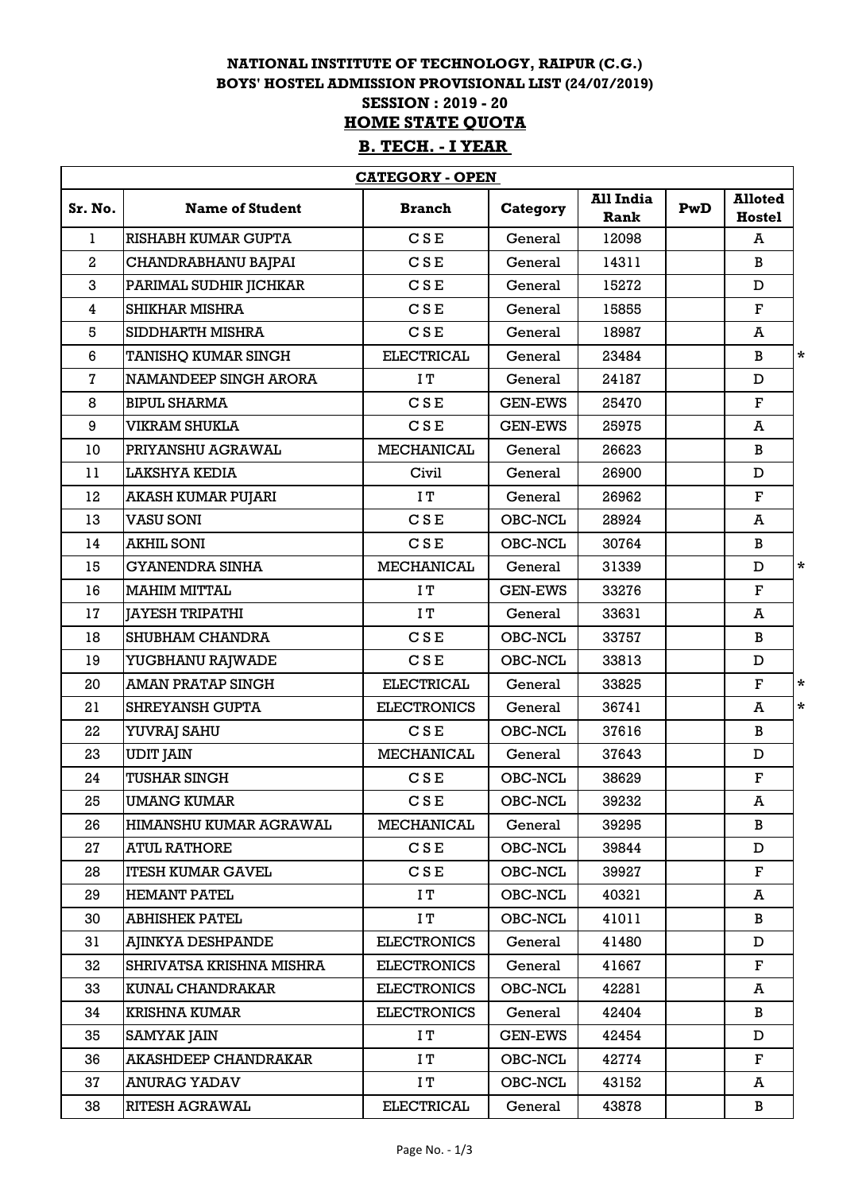**NATIONAL INSTITUTE OF TECHNOLOGY, RAIPUR (C.G.)**
**BOYS' HOSTEL ADMISSION PROVISIONAL LIST (24/07/2019)**
**SESSION : 2019 - 20**

## HOME STATE QUOTA

## B. TECH. - I YEAR

**CATEGORY - OPEN**

| Sr. No. | Name of Student | Branch | Category | All India Rank | PwD | Alloted Hostel | |
|---|---|---|---|---|---|---|---|
| 1 | RISHABH KUMAR GUPTA | C S E | General | 12098 | | A | |
| 2 | CHANDRABHANU BAJPAI | C S E | General | 14311 | | B | |
| 3 | PARIMAL SUDHIR JICHKAR | C S E | General | 15272 | | D | |
| 4 | SHIKHAR MISHRA | C S E | General | 15855 | | F | |
| 5 | SIDDHARTH MISHRA | C S E | General | 18987 | | A | |
| 6 | TANISHQ KUMAR SINGH | ELECTRICAL | General | 23484 | | B | * |
| 7 | NAMANDEEP SINGH ARORA | I T | General | 24187 | | D | |
| 8 | BIPUL SHARMA | C S E | GEN-EWS | 25470 | | F | |
| 9 | VIKRAM SHUKLA | C S E | GEN-EWS | 25975 | | A | |
| 10 | PRIYANSHU AGRAWAL | MECHANICAL | General | 26623 | | B | |
| 11 | LAKSHYA KEDIA | Civil | General | 26900 | | D | |
| 12 | AKASH KUMAR PUJARI | I T | General | 26962 | | F | |
| 13 | VASU SONI | C S E | OBC-NCL | 28924 | | A | |
| 14 | AKHIL SONI | C S E | OBC-NCL | 30764 | | B | |
| 15 | GYANENDRA SINHA | MECHANICAL | General | 31339 | | D | * |
| 16 | MAHIM MITTAL | I T | GEN-EWS | 33276 | | F | |
| 17 | JAYESH TRIPATHI | I T | General | 33631 | | A | |
| 18 | SHUBHAM CHANDRA | C S E | OBC-NCL | 33757 | | B | |
| 19 | YUGBHANU RAJWADE | C S E | OBC-NCL | 33813 | | D | |
| 20 | AMAN PRATAP SINGH | ELECTRICAL | General | 33825 | | F | * |
| 21 | SHREYANSH GUPTA | ELECTRONICS | General | 36741 | | A | * |
| 22 | YUVRAJ SAHU | C S E | OBC-NCL | 37616 | | B | |
| 23 | UDIT JAIN | MECHANICAL | General | 37643 | | D | |
| 24 | TUSHAR SINGH | C S E | OBC-NCL | 38629 | | F | |
| 25 | UMANG KUMAR | C S E | OBC-NCL | 39232 | | A | |
| 26 | HIMANSHU KUMAR AGRAWAL | MECHANICAL | General | 39295 | | B | |
| 27 | ATUL RATHORE | C S E | OBC-NCL | 39844 | | D | |
| 28 | ITESH KUMAR GAVEL | C S E | OBC-NCL | 39927 | | F | |
| 29 | HEMANT PATEL | I T | OBC-NCL | 40321 | | A | |
| 30 | ABHISHEK PATEL | I T | OBC-NCL | 41011 | | B | |
| 31 | AJINKYA DESHPANDE | ELECTRONICS | General | 41480 | | D | |
| 32 | SHRIVATSA KRISHNA MISHRA | ELECTRONICS | General | 41667 | | F | |
| 33 | KUNAL CHANDRAKAR | ELECTRONICS | OBC-NCL | 42281 | | A | |
| 34 | KRISHNA KUMAR | ELECTRONICS | General | 42404 | | B | |
| 35 | SAMYAK JAIN | I T | GEN-EWS | 42454 | | D | |
| 36 | AKASHDEEP CHANDRAKAR | I T | OBC-NCL | 42774 | | F | |
| 37 | ANURAG YADAV | I T | OBC-NCL | 43152 | | A | |
| 38 | RITESH AGRAWAL | ELECTRICAL | General | 43878 | | B | |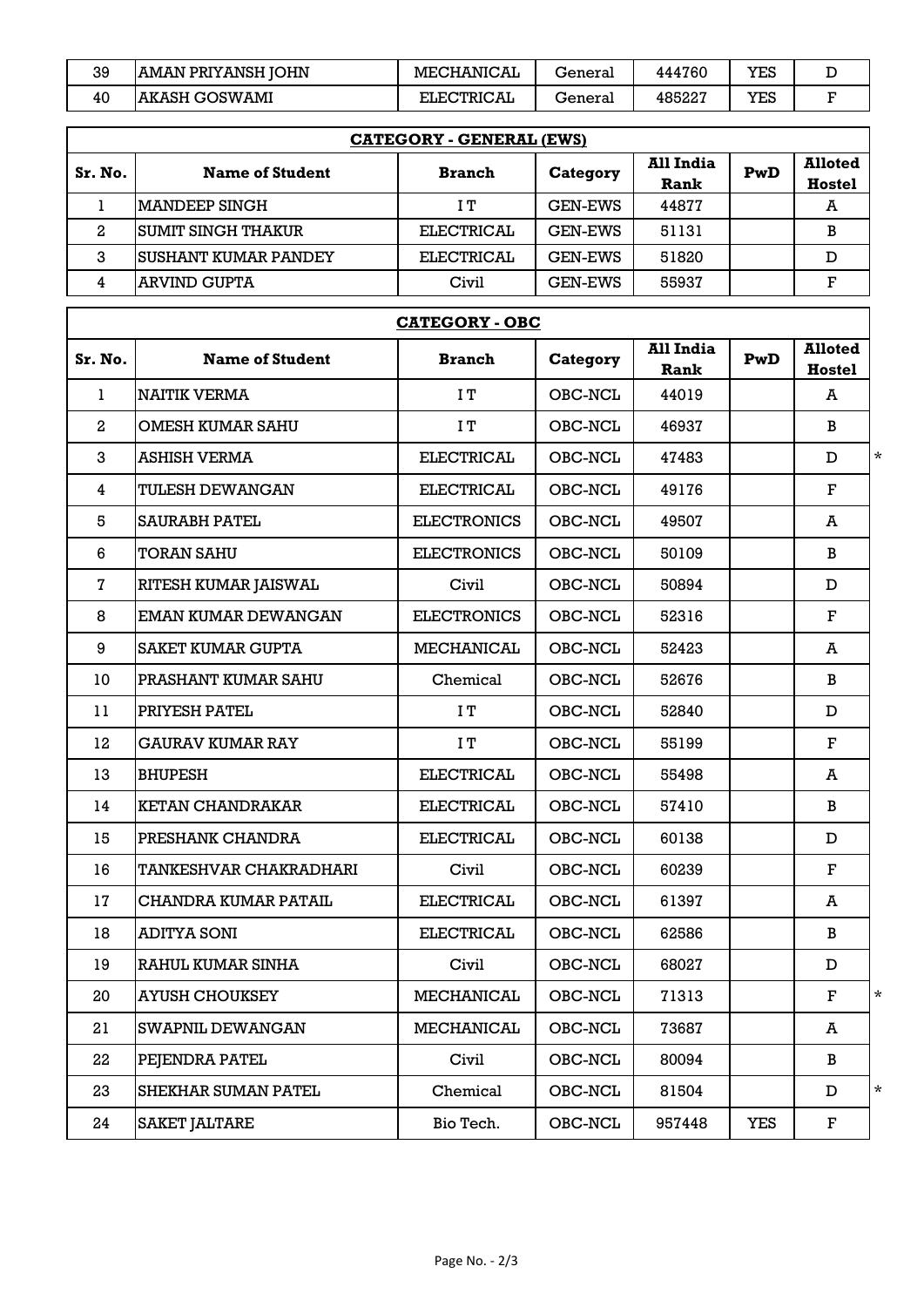| 39 | AMAN PRIYANSH JOHN | MECHANICAL | General | 444760 | YES | D |
|---|---|---|---|---|---|---|
| 40 | AKASH GOSWAMI | ELECTRICAL | General | 485227 | YES | F |

**CATEGORY - GENERAL (EWS)**

| Sr. No. | Name of Student | Branch | Category | All India Rank | PwD | Alloted Hostel |
|---|---|---|---|---|---|---|
| 1 | MANDEEP SINGH | I T | GEN-EWS | 44877 | | A |
| 2 | SUMIT SINGH THAKUR | ELECTRICAL | GEN-EWS | 51131 | | B |
| 3 | SUSHANT KUMAR PANDEY | ELECTRICAL | GEN-EWS | 51820 | | D |
| 4 | ARVIND GUPTA | Civil | GEN-EWS | 55937 | | F |

**CATEGORY - OBC**

| Sr. No. | Name of Student | Branch | Category | All India Rank | PwD | Alloted Hostel | |
|---|---|---|---|---|---|---|---|
| 1 | NAITIK VERMA | I T | OBC-NCL | 44019 | | A | |
| 2 | OMESH KUMAR SAHU | I T | OBC-NCL | 46937 | | B | |
| 3 | ASHISH VERMA | ELECTRICAL | OBC-NCL | 47483 | | D | * |
| 4 | TULESH DEWANGAN | ELECTRICAL | OBC-NCL | 49176 | | F | |
| 5 | SAURABH PATEL | ELECTRONICS | OBC-NCL | 49507 | | A | |
| 6 | TORAN SAHU | ELECTRONICS | OBC-NCL | 50109 | | B | |
| 7 | RITESH KUMAR JAISWAL | Civil | OBC-NCL | 50894 | | D | |
| 8 | EMAN KUMAR DEWANGAN | ELECTRONICS | OBC-NCL | 52316 | | F | |
| 9 | SAKET KUMAR GUPTA | MECHANICAL | OBC-NCL | 52423 | | A | |
| 10 | PRASHANT KUMAR SAHU | Chemical | OBC-NCL | 52676 | | B | |
| 11 | PRIYESH PATEL | I T | OBC-NCL | 52840 | | D | |
| 12 | GAURAV KUMAR RAY | I T | OBC-NCL | 55199 | | F | |
| 13 | BHUPESH | ELECTRICAL | OBC-NCL | 55498 | | A | |
| 14 | KETAN CHANDRAKAR | ELECTRICAL | OBC-NCL | 57410 | | B | |
| 15 | PRESHANK CHANDRA | ELECTRICAL | OBC-NCL | 60138 | | D | |
| 16 | TANKESHVAR CHAKRADHARI | Civil | OBC-NCL | 60239 | | F | |
| 17 | CHANDRA KUMAR PATAIL | ELECTRICAL | OBC-NCL | 61397 | | A | |
| 18 | ADITYA SONI | ELECTRICAL | OBC-NCL | 62586 | | B | |
| 19 | RAHUL KUMAR SINHA | Civil | OBC-NCL | 68027 | | D | |
| 20 | AYUSH CHOUKSEY | MECHANICAL | OBC-NCL | 71313 | | F | * |
| 21 | SWAPNIL DEWANGAN | MECHANICAL | OBC-NCL | 73687 | | A | |
| 22 | PEJENDRA PATEL | Civil | OBC-NCL | 80094 | | B | |
| 23 | SHEKHAR SUMAN PATEL | Chemical | OBC-NCL | 81504 | | D | * |
| 24 | SAKET JALTARE | Bio Tech. | OBC-NCL | 957448 | YES | F | |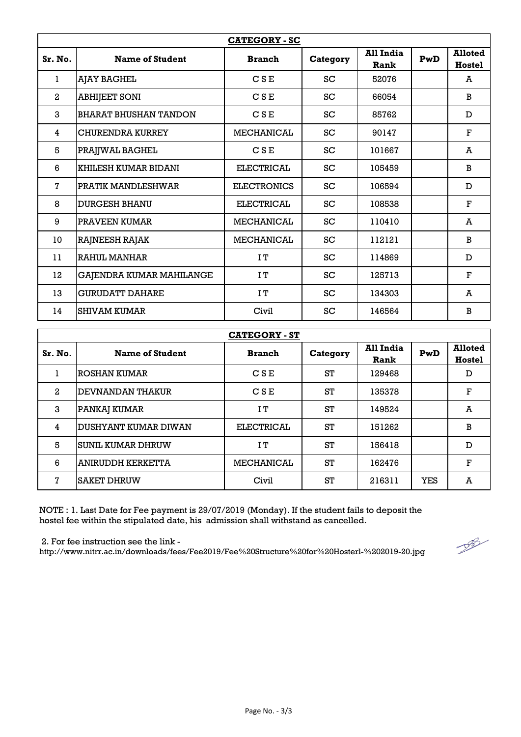**CATEGORY - SC**

| Sr. No. | Name of Student | Branch | Category | All India Rank | PwD | Alloted Hostel |
|---|---|---|---|---|---|---|
| 1 | AJAY BAGHEL | C S E | SC | 52076 | | A |
| 2 | ABHIJEET SONI | C S E | SC | 66054 | | B |
| 3 | BHARAT BHUSHAN TANDON | C S E | SC | 85762 | | D |
| 4 | CHURENDRA KURREY | MECHANICAL | SC | 90147 | | F |
| 5 | PRAJJWAL BAGHEL | C S E | SC | 101667 | | A |
| 6 | KHILESH KUMAR BIDANI | ELECTRICAL | SC | 105459 | | B |
| 7 | PRATIK MANDLESHWAR | ELECTRONICS | SC | 106594 | | D |
| 8 | DURGESH BHANU | ELECTRICAL | SC | 108538 | | F |
| 9 | PRAVEEN KUMAR | MECHANICAL | SC | 110410 | | A |
| 10 | RAJNEESH RAJAK | MECHANICAL | SC | 112121 | | B |
| 11 | RAHUL MANHAR | I T | SC | 114869 | | D |
| 12 | GAJENDRA KUMAR MAHILANGE | I T | SC | 125713 | | F |
| 13 | GURUDATT DAHARE | I T | SC | 134303 | | A |
| 14 | SHIVAM KUMAR | Civil | SC | 146564 | | B |

**CATEGORY - ST**

| Sr. No. | Name of Student | Branch | Category | All India Rank | PwD | Alloted Hostel |
|---|---|---|---|---|---|---|
| 1 | ROSHAN KUMAR | C S E | ST | 129468 | | D |
| 2 | DEVNANDAN THAKUR | C S E | ST | 135378 | | F |
| 3 | PANKAJ KUMAR | I T | ST | 149524 | | A |
| 4 | DUSHYANT KUMAR DIWAN | ELECTRICAL | ST | 151262 | | B |
| 5 | SUNIL KUMAR DHRUW | I T | ST | 156418 | | D |
| 6 | ANIRUDDH KERKETTA | MECHANICAL | ST | 162476 | | F |
| 7 | SAKET DHRUW | Civil | ST | 216311 | YES | A |

NOTE : 1. Last Date for Fee payment is 29/07/2019 (Monday). If the student fails to deposit the hostel fee within the stipulated date, his admission shall withstand as cancelled.

2. For fee instruction see the link - http://www.nitrr.ac.in/downloads/fees/Fee2019/Fee%20Structure%20for%20Hosterl-%202019-20.jpg